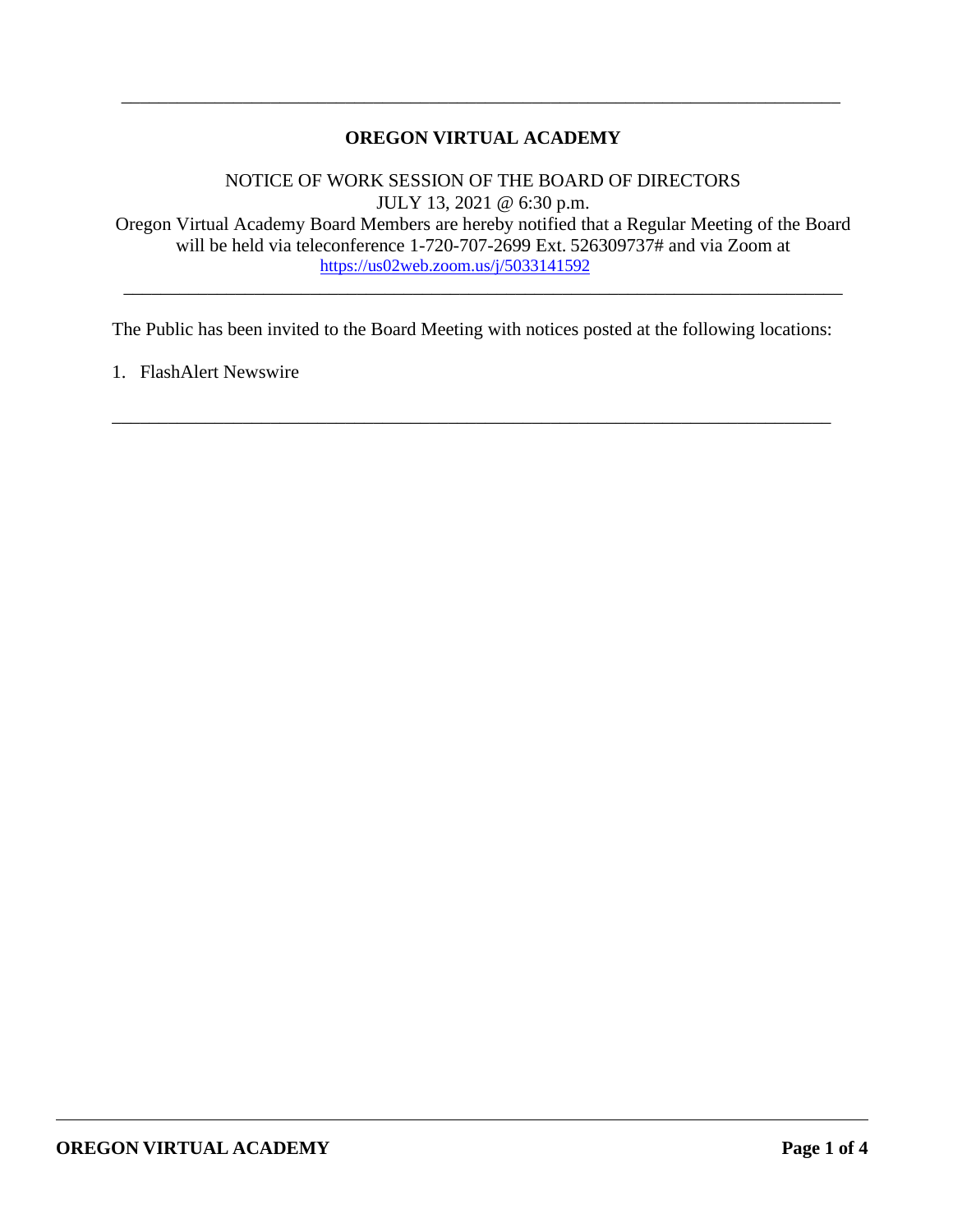---

# OREGON VIRTUAL ACADEMY

NOTICE OF WORK SESSION OF THE BOARD OF DIRECTORS
JULY 13, 2021 @ 6:30 p.m.
Oregon Virtual Academy Board Members are hereby notified that a Regular Meeting of the Board will be held via teleconference 1-720-707-2699 Ext. 526309737# and via Zoom at [https://us02web.zoom.us/j/5033141592](https://us02web.zoom.us/j/5033141592)

---

The Public has been invited to the Board Meeting with notices posted at the following locations:

1. FlashAlert Newswire

---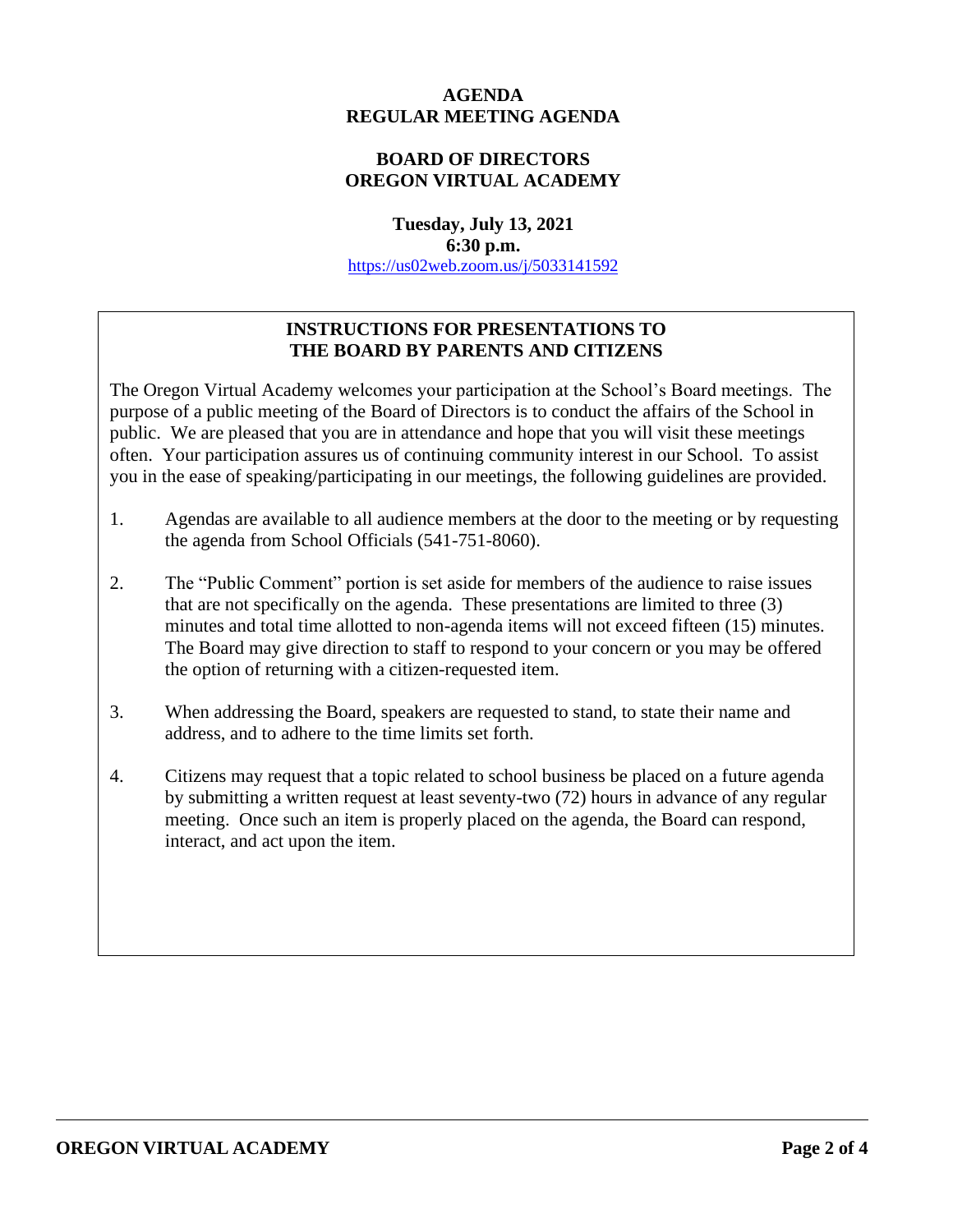# AGENDA
# REGULAR MEETING AGENDA

## BOARD OF DIRECTORS
## OREGON VIRTUAL ACADEMY

**Tuesday, July 13, 2021**
**6:30 p.m.**
https://us02web.zoom.us/j/5033141592

### INSTRUCTIONS FOR PRESENTATIONS TO THE BOARD BY PARENTS AND CITIZENS

The Oregon Virtual Academy welcomes your participation at the School's Board meetings. The purpose of a public meeting of the Board of Directors is to conduct the affairs of the School in public. We are pleased that you are in attendance and hope that you will visit these meetings often. Your participation assures us of continuing community interest in our School. To assist you in the ease of speaking/participating in our meetings, the following guidelines are provided.

1. Agendas are available to all audience members at the door to the meeting or by requesting the agenda from School Officials (541-751-8060).

2. The "Public Comment" portion is set aside for members of the audience to raise issues that are not specifically on the agenda. These presentations are limited to three (3) minutes and total time allotted to non-agenda items will not exceed fifteen (15) minutes. The Board may give direction to staff to respond to your concern or you may be offered the option of returning with a citizen-requested item.

3. When addressing the Board, speakers are requested to stand, to state their name and address, and to adhere to the time limits set forth.

4. Citizens may request that a topic related to school business be placed on a future agenda by submitting a written request at least seventy-two (72) hours in advance of any regular meeting. Once such an item is properly placed on the agenda, the Board can respond, interact, and act upon the item.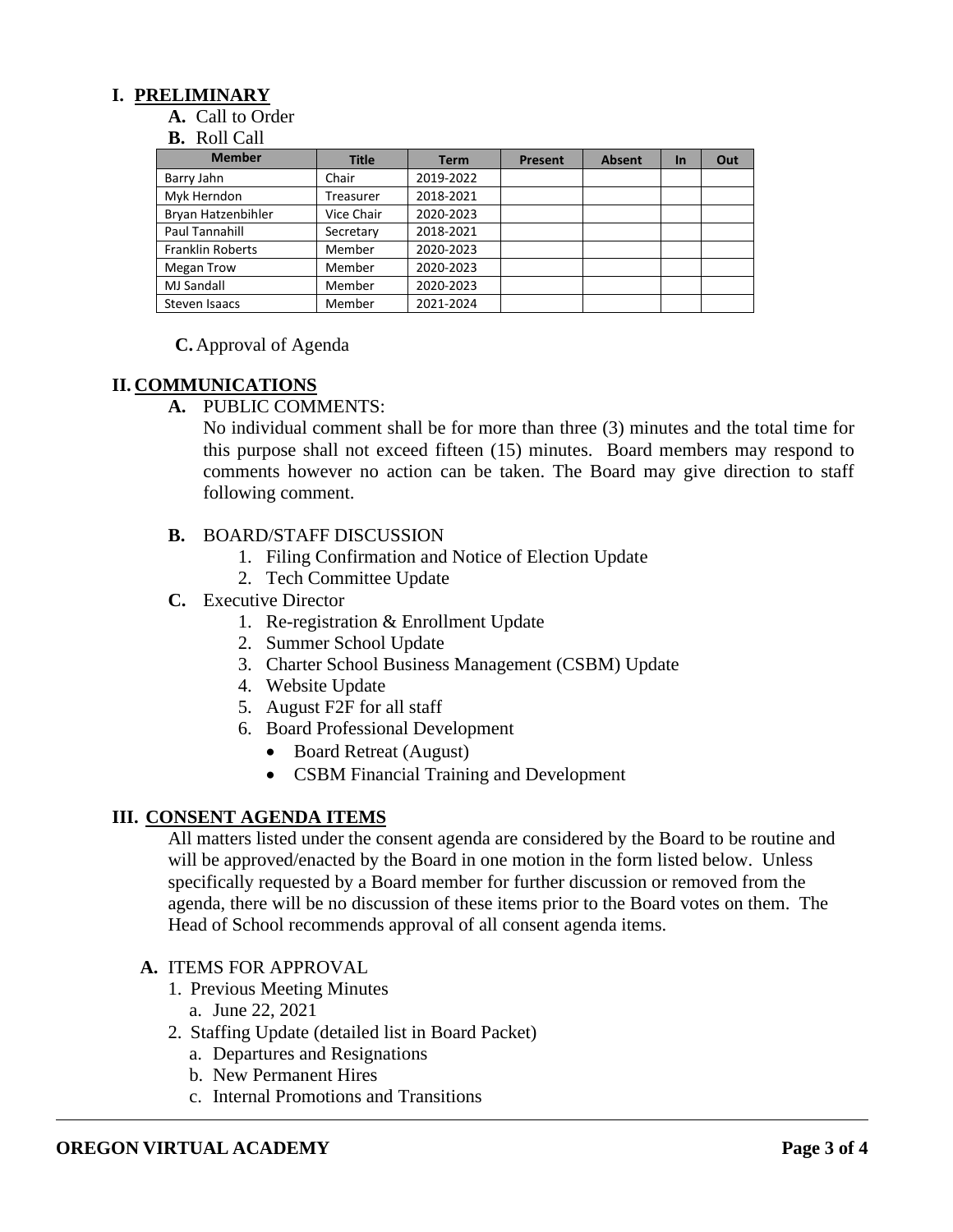## I. PRELIMINARY

**A.** Call to Order

**B.** Roll Call

| Member | Title | Term | Present | Absent | In | Out |
|---|---|---|---|---|---|---|
| Barry Jahn | Chair | 2019-2022 | | | | |
| Myk Herndon | Treasurer | 2018-2021 | | | | |
| Bryan Hatzenbihler | Vice Chair | 2020-2023 | | | | |
| Paul Tannahill | Secretary | 2018-2021 | | | | |
| Franklin Roberts | Member | 2020-2023 | | | | |
| Megan Trow | Member | 2020-2023 | | | | |
| MJ Sandall | Member | 2020-2023 | | | | |
| Steven Isaacs | Member | 2021-2024 | | | | |

**C.** Approval of Agenda

## II. COMMUNICATIONS

**A.** PUBLIC COMMENTS:

No individual comment shall be for more than three (3) minutes and the total time for this purpose shall not exceed fifteen (15) minutes. Board members may respond to comments however no action can be taken. The Board may give direction to staff following comment.

**B.** BOARD/STAFF DISCUSSION

1. Filing Confirmation and Notice of Election Update
2. Tech Committee Update

**C.** Executive Director

1. Re-registration & Enrollment Update
2. Summer School Update
3. Charter School Business Management (CSBM) Update
4. Website Update
5. August F2F for all staff
6. Board Professional Development
   - Board Retreat (August)
   - CSBM Financial Training and Development

## III. CONSENT AGENDA ITEMS

All matters listed under the consent agenda are considered by the Board to be routine and will be approved/enacted by the Board in one motion in the form listed below. Unless specifically requested by a Board member for further discussion or removed from the agenda, there will be no discussion of these items prior to the Board votes on them. The Head of School recommends approval of all consent agenda items.

**A.** ITEMS FOR APPROVAL

1. Previous Meeting Minutes
   a. June 22, 2021
2. Staffing Update (detailed list in Board Packet)
   a. Departures and Resignations
   b. New Permanent Hires
   c. Internal Promotions and Transitions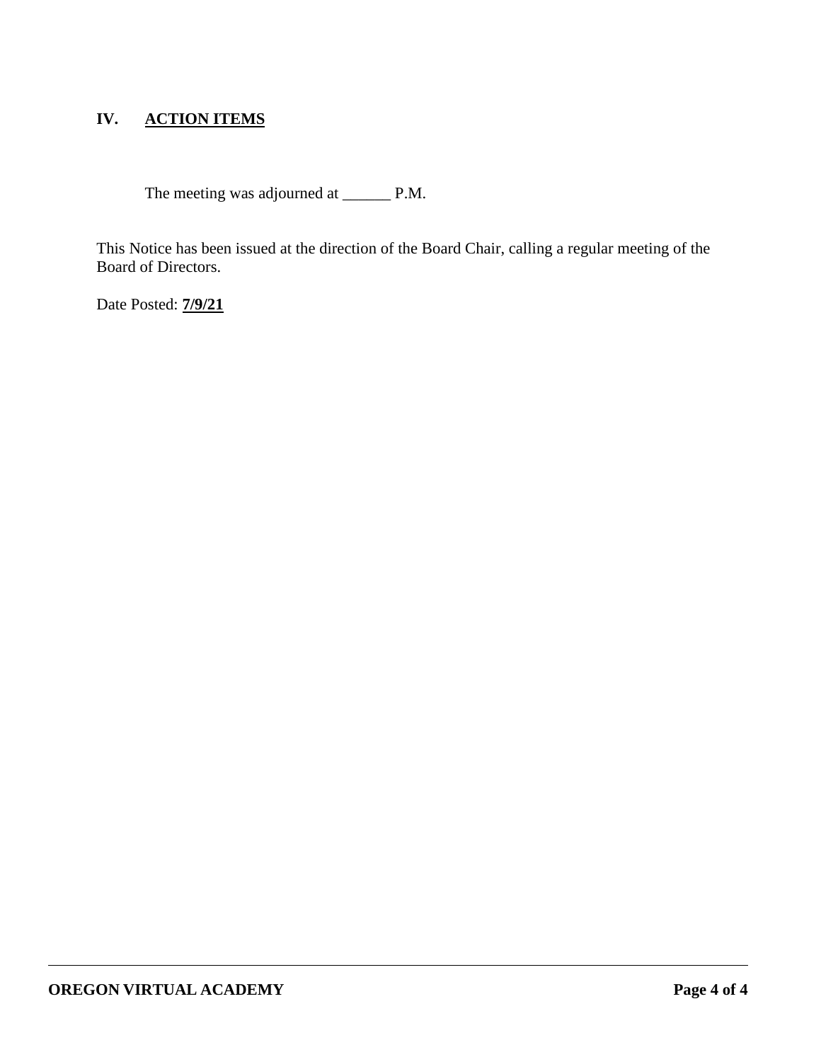## IV. ACTION ITEMS

The meeting was adjourned at ______ P.M.

This Notice has been issued at the direction of the Board Chair, calling a regular meeting of the Board of Directors.

Date Posted: **7/9/21**